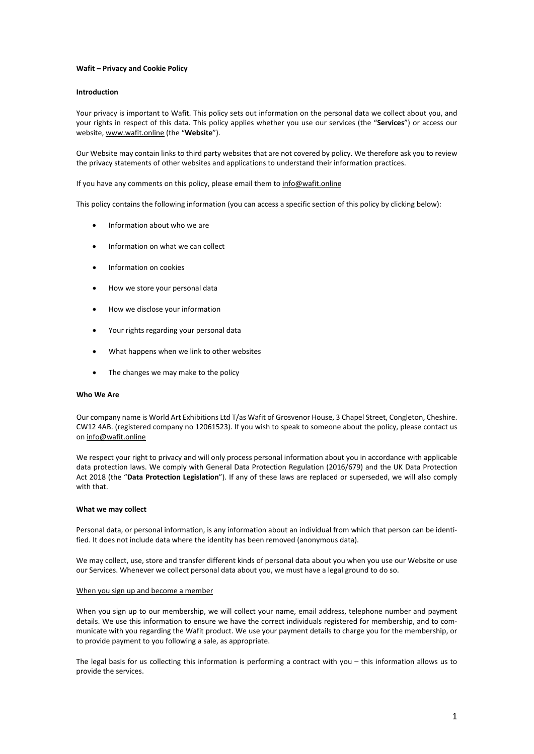**Wafit – Privacy and Cookie Policy**

**Introduction**

Your privacy is important to Wafit. This policy sets out information on the personal data we collect about you, and your rights in respect of this data. This policy applies whether you use our services (the "**Services**") or access our website, www.wafit.online (the "**Website**").

Our Website may contain links to third party websites that are not covered by policy. We therefore ask you to review the privacy statements of other websites and applications to understand their information practices.

If you have any comments on this policy, please email them to info@wafit.online

This policy contains the following information (you can access a specific section of this policy by clicking below):

- Information about who we are
- Information on what we can collect
- Information on cookies
- How we store your personal data
- How we disclose your information
- Your rights regarding your personal data
- What happens when we link to other websites
- The changes we may make to the policy

**Who We Are**

Our company name is World Art Exhibitions Ltd T/as Wafit of Grosvenor House, 3 Chapel Street, Congleton, Cheshire. CW12 4AB. (registered company no 12061523). If you wish to speak to someone about the policy, please contact us on info@wafit.online

We respect your right to privacy and will only process personal information about you in accordance with applicable data protection laws. We comply with General Data Protection Regulation (2016/679) and the UK Data Protection Act 2018 (the "**Data Protection Legislation**"). If any of these laws are replaced or superseded, we will also comply with that.

**What we may collect**

Personal data, or personal information, is any information about an individual from which that person can be identified. It does not include data where the identity has been removed (anonymous data).

We may collect, use, store and transfer different kinds of personal data about you when you use our Website or use our Services. Whenever we collect personal data about you, we must have a legal ground to do so.

When you sign up and become a member

When you sign up to our membership, we will collect your name, email address, telephone number and payment details. We use this information to ensure we have the correct individuals registered for membership, and to communicate with you regarding the Wafit product. We use your payment details to charge you for the membership, or to provide payment to you following a sale, as appropriate.

The legal basis for us collecting this information is performing a contract with you – this information allows us to provide the services.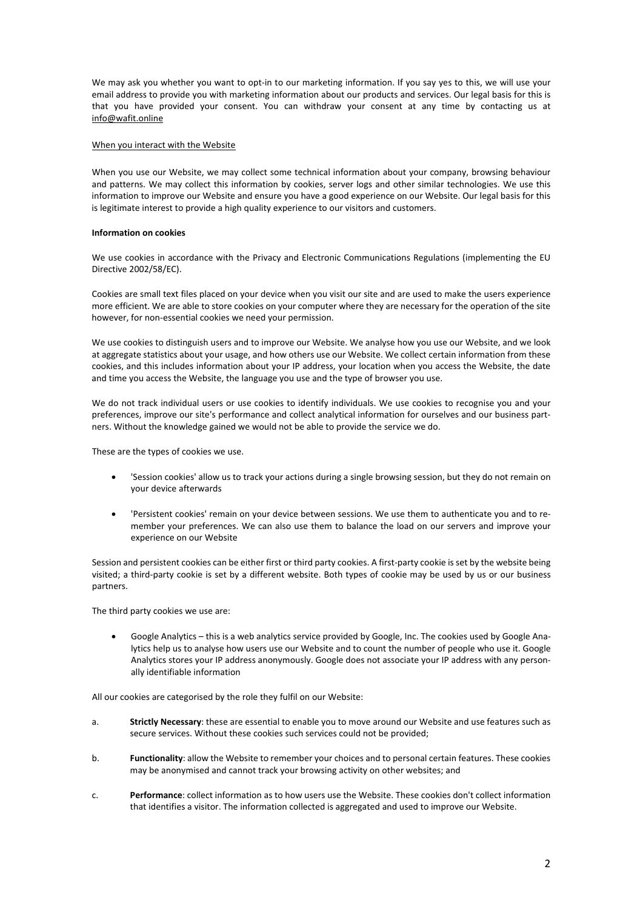We may ask you whether you want to opt-in to our marketing information. If you say yes to this, we will use your email address to provide you with marketing information about our products and services. Our legal basis for this is that you have provided your consent. You can withdraw your consent at any time by contacting us at info@wafit.online

When you interact with the Website

When you use our Website, we may collect some technical information about your company, browsing behaviour and patterns. We may collect this information by cookies, server logs and other similar technologies. We use this information to improve our Website and ensure you have a good experience on our Website. Our legal basis for this is legitimate interest to provide a high quality experience to our visitors and customers.

**Information on cookies**

We use cookies in accordance with the Privacy and Electronic Communications Regulations (implementing the EU Directive 2002/58/EC).

Cookies are small text files placed on your device when you visit our site and are used to make the users experience more efficient. We are able to store cookies on your computer where they are necessary for the operation of the site however, for non-essential cookies we need your permission.

We use cookies to distinguish users and to improve our Website. We analyse how you use our Website, and we look at aggregate statistics about your usage, and how others use our Website. We collect certain information from these cookies, and this includes information about your IP address, your location when you access the Website, the date and time you access the Website, the language you use and the type of browser you use.

We do not track individual users or use cookies to identify individuals. We use cookies to recognise you and your preferences, improve our site's performance and collect analytical information for ourselves and our business partners. Without the knowledge gained we would not be able to provide the service we do.

These are the types of cookies we use.

- 'Session cookies' allow us to track your actions during a single browsing session, but they do not remain on your device afterwards
- 'Persistent cookies' remain on your device between sessions. We use them to authenticate you and to remember your preferences. We can also use them to balance the load on our servers and improve your experience on our Website

Session and persistent cookies can be either first or third party cookies. A first-party cookie is set by the website being visited; a third-party cookie is set by a different website. Both types of cookie may be used by us or our business partners.

The third party cookies we use are:

- Google Analytics – this is a web analytics service provided by Google, Inc. The cookies used by Google Analytics help us to analyse how users use our Website and to count the number of people who use it. Google Analytics stores your IP address anonymously. Google does not associate your IP address with any personally identifiable information

All our cookies are categorised by the role they fulfil on our Website:

a. **Strictly Necessary**: these are essential to enable you to move around our Website and use features such as secure services. Without these cookies such services could not be provided;

b. **Functionality**: allow the Website to remember your choices and to personal certain features. These cookies may be anonymised and cannot track your browsing activity on other websites; and

c. **Performance**: collect information as to how users use the Website. These cookies don't collect information that identifies a visitor. The information collected is aggregated and used to improve our Website.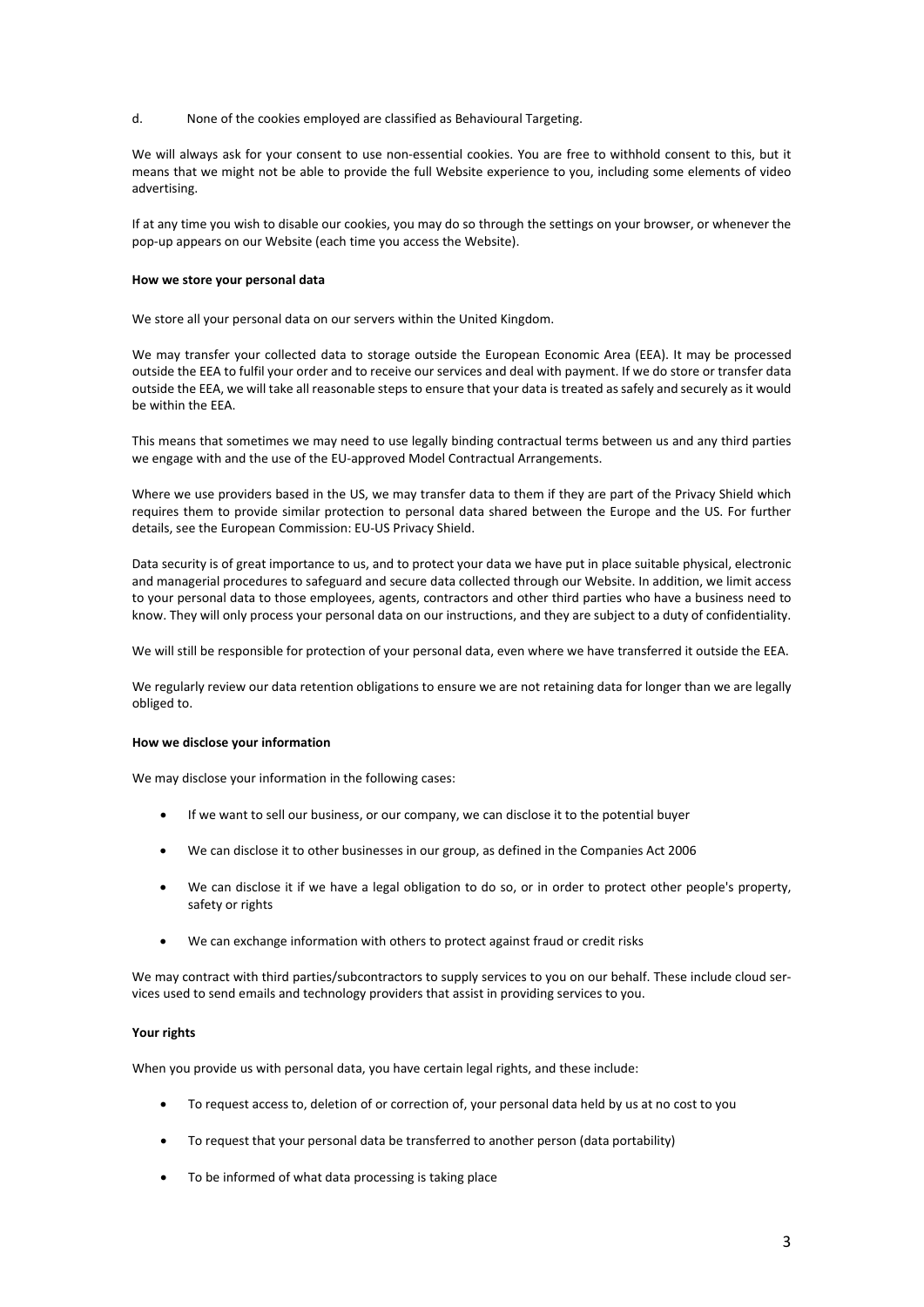d. None of the cookies employed are classified as Behavioural Targeting.

We will always ask for your consent to use non-essential cookies. You are free to withhold consent to this, but it means that we might not be able to provide the full Website experience to you, including some elements of video advertising.

If at any time you wish to disable our cookies, you may do so through the settings on your browser, or whenever the pop-up appears on our Website (each time you access the Website).

**How we store your personal data**

We store all your personal data on our servers within the United Kingdom.

We may transfer your collected data to storage outside the European Economic Area (EEA). It may be processed outside the EEA to fulfil your order and to receive our services and deal with payment. If we do store or transfer data outside the EEA, we will take all reasonable steps to ensure that your data is treated as safely and securely as it would be within the EEA.

This means that sometimes we may need to use legally binding contractual terms between us and any third parties we engage with and the use of the EU-approved Model Contractual Arrangements.

Where we use providers based in the US, we may transfer data to them if they are part of the Privacy Shield which requires them to provide similar protection to personal data shared between the Europe and the US. For further details, see the European Commission: EU-US Privacy Shield.

Data security is of great importance to us, and to protect your data we have put in place suitable physical, electronic and managerial procedures to safeguard and secure data collected through our Website. In addition, we limit access to your personal data to those employees, agents, contractors and other third parties who have a business need to know. They will only process your personal data on our instructions, and they are subject to a duty of confidentiality.

We will still be responsible for protection of your personal data, even where we have transferred it outside the EEA.

We regularly review our data retention obligations to ensure we are not retaining data for longer than we are legally obliged to.

**How we disclose your information**

We may disclose your information in the following cases:

- If we want to sell our business, or our company, we can disclose it to the potential buyer
- We can disclose it to other businesses in our group, as defined in the Companies Act 2006
- We can disclose it if we have a legal obligation to do so, or in order to protect other people's property, safety or rights
- We can exchange information with others to protect against fraud or credit risks

We may contract with third parties/subcontractors to supply services to you on our behalf. These include cloud services used to send emails and technology providers that assist in providing services to you.

**Your rights**

When you provide us with personal data, you have certain legal rights, and these include:

- To request access to, deletion of or correction of, your personal data held by us at no cost to you
- To request that your personal data be transferred to another person (data portability)
- To be informed of what data processing is taking place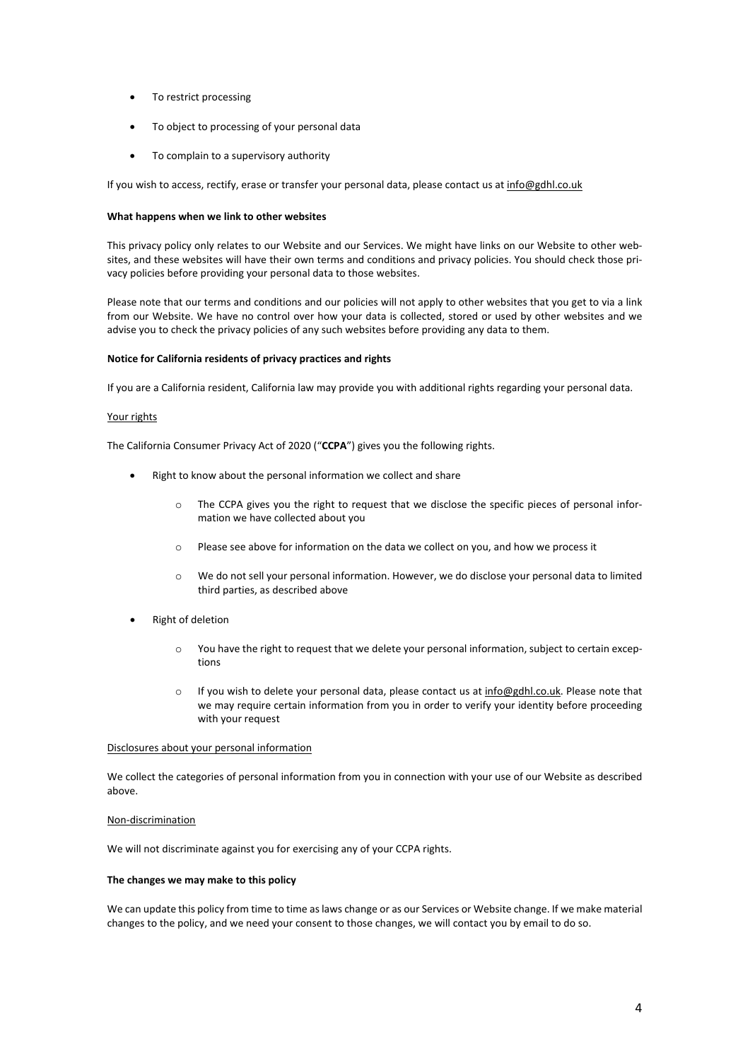- To restrict processing
- To object to processing of your personal data
- To complain to a supervisory authority

If you wish to access, rectify, erase or transfer your personal data, please contact us at info@gdhl.co.uk

**What happens when we link to other websites**

This privacy policy only relates to our Website and our Services. We might have links on our Website to other websites, and these websites will have their own terms and conditions and privacy policies. You should check those privacy policies before providing your personal data to those websites.

Please note that our terms and conditions and our policies will not apply to other websites that you get to via a link from our Website. We have no control over how your data is collected, stored or used by other websites and we advise you to check the privacy policies of any such websites before providing any data to them.

**Notice for California residents of privacy practices and rights**

If you are a California resident, California law may provide you with additional rights regarding your personal data.

Your rights

The California Consumer Privacy Act of 2020 ("**CCPA**") gives you the following rights.

- Right to know about the personal information we collect and share
  - The CCPA gives you the right to request that we disclose the specific pieces of personal information we have collected about you
  - Please see above for information on the data we collect on you, and how we process it
  - We do not sell your personal information. However, we do disclose your personal data to limited third parties, as described above
- Right of deletion
  - You have the right to request that we delete your personal information, subject to certain exceptions
  - If you wish to delete your personal data, please contact us at info@gdhl.co.uk. Please note that we may require certain information from you in order to verify your identity before proceeding with your request

Disclosures about your personal information

We collect the categories of personal information from you in connection with your use of our Website as described above.

Non-discrimination

We will not discriminate against you for exercising any of your CCPA rights.

**The changes we may make to this policy**

We can update this policy from time to time as laws change or as our Services or Website change. If we make material changes to the policy, and we need your consent to those changes, we will contact you by email to do so.